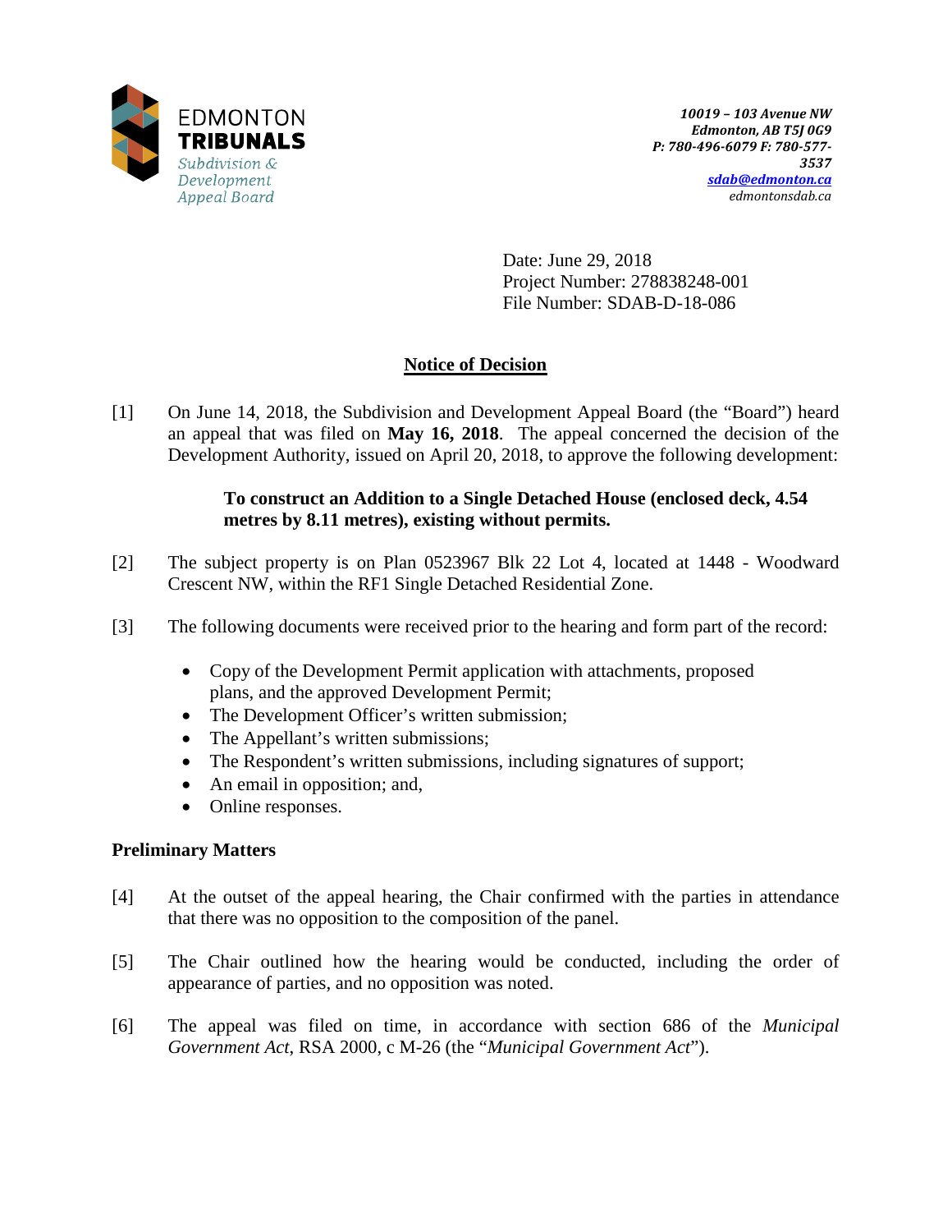EDMONTON
**TRIBUNALS**
*Subdivision & Development Appeal Board*

*10019 – 103 Avenue NW*
*Edmonton, AB T5J 0G9*
*P: 780-496-6079 F: 780-577-3537*
*sdab@edmonton.ca*
*edmontonsdab.ca*

Date: June 29, 2018
Project Number: 278838248-001
File Number: SDAB-D-18-086

## Notice of Decision

[1] On June 14, 2018, the Subdivision and Development Appeal Board (the "Board") heard an appeal that was filed on **May 16, 2018**. The appeal concerned the decision of the Development Authority, issued on April 20, 2018, to approve the following development:

> **To construct an Addition to a Single Detached House (enclosed deck, 4.54 metres by 8.11 metres), existing without permits.**

[2] The subject property is on Plan 0523967 Blk 22 Lot 4, located at 1448 - Woodward Crescent NW, within the RF1 Single Detached Residential Zone.

[3] The following documents were received prior to the hearing and form part of the record:

- Copy of the Development Permit application with attachments, proposed plans, and the approved Development Permit;
- The Development Officer's written submission;
- The Appellant's written submissions;
- The Respondent's written submissions, including signatures of support;
- An email in opposition; and,
- Online responses.

### Preliminary Matters

[4] At the outset of the appeal hearing, the Chair confirmed with the parties in attendance that there was no opposition to the composition of the panel.

[5] The Chair outlined how the hearing would be conducted, including the order of appearance of parties, and no opposition was noted.

[6] The appeal was filed on time, in accordance with section 686 of the *Municipal Government Act*, RSA 2000, c M-26 (the "*Municipal Government Act*").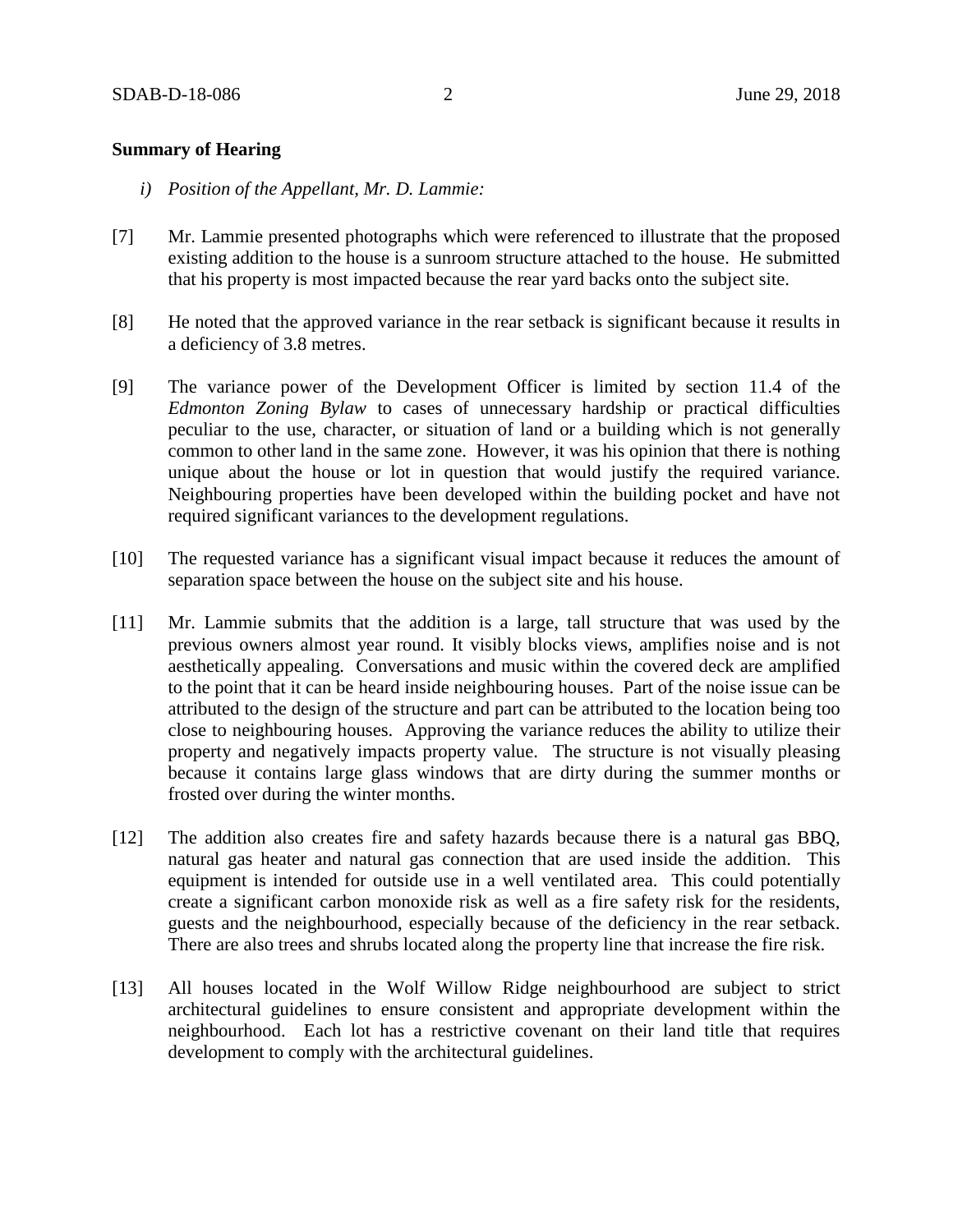**Summary of Hearing**

*i) Position of the Appellant, Mr. D. Lammie:*

[7] Mr. Lammie presented photographs which were referenced to illustrate that the proposed existing addition to the house is a sunroom structure attached to the house. He submitted that his property is most impacted because the rear yard backs onto the subject site.

[8] He noted that the approved variance in the rear setback is significant because it results in a deficiency of 3.8 metres.

[9] The variance power of the Development Officer is limited by section 11.4 of the *Edmonton Zoning Bylaw* to cases of unnecessary hardship or practical difficulties peculiar to the use, character, or situation of land or a building which is not generally common to other land in the same zone. However, it was his opinion that there is nothing unique about the house or lot in question that would justify the required variance. Neighbouring properties have been developed within the building pocket and have not required significant variances to the development regulations.

[10] The requested variance has a significant visual impact because it reduces the amount of separation space between the house on the subject site and his house.

[11] Mr. Lammie submits that the addition is a large, tall structure that was used by the previous owners almost year round. It visibly blocks views, amplifies noise and is not aesthetically appealing. Conversations and music within the covered deck are amplified to the point that it can be heard inside neighbouring houses. Part of the noise issue can be attributed to the design of the structure and part can be attributed to the location being too close to neighbouring houses. Approving the variance reduces the ability to utilize their property and negatively impacts property value. The structure is not visually pleasing because it contains large glass windows that are dirty during the summer months or frosted over during the winter months.

[12] The addition also creates fire and safety hazards because there is a natural gas BBQ, natural gas heater and natural gas connection that are used inside the addition. This equipment is intended for outside use in a well ventilated area. This could potentially create a significant carbon monoxide risk as well as a fire safety risk for the residents, guests and the neighbourhood, especially because of the deficiency in the rear setback. There are also trees and shrubs located along the property line that increase the fire risk.

[13] All houses located in the Wolf Willow Ridge neighbourhood are subject to strict architectural guidelines to ensure consistent and appropriate development within the neighbourhood. Each lot has a restrictive covenant on their land title that requires development to comply with the architectural guidelines.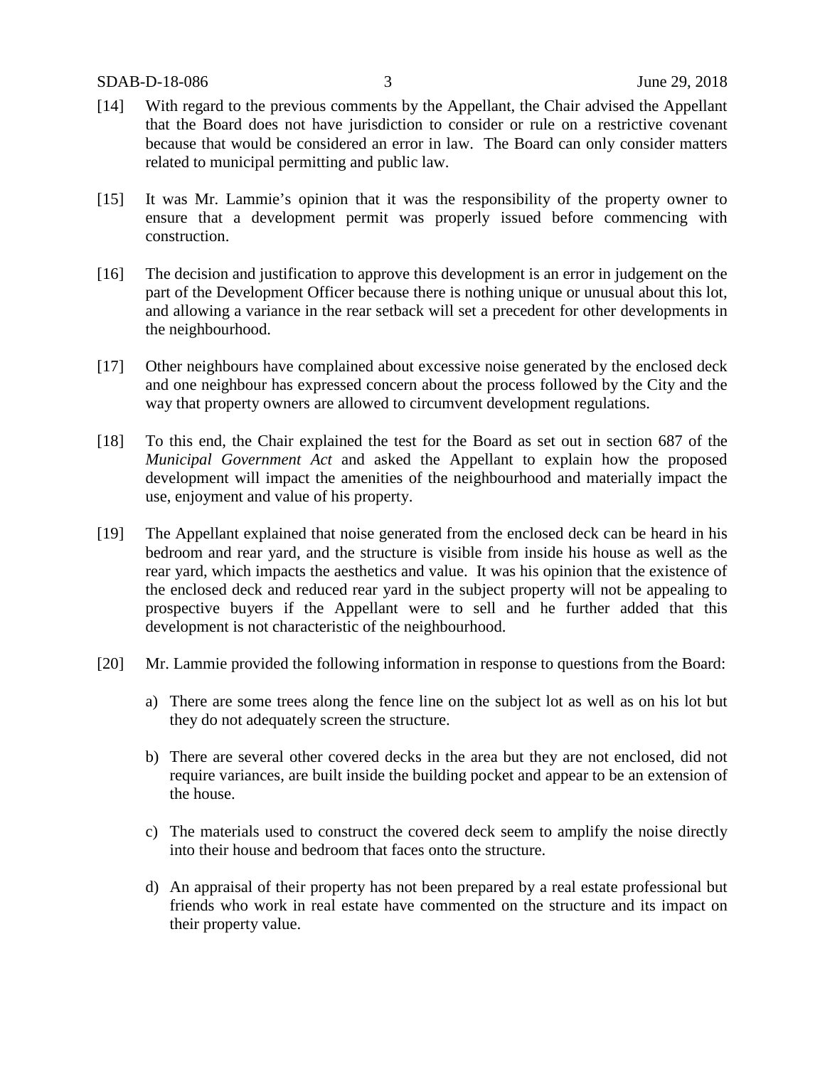[14] With regard to the previous comments by the Appellant, the Chair advised the Appellant that the Board does not have jurisdiction to consider or rule on a restrictive covenant because that would be considered an error in law. The Board can only consider matters related to municipal permitting and public law.

[15] It was Mr. Lammie's opinion that it was the responsibility of the property owner to ensure that a development permit was properly issued before commencing with construction.

[16] The decision and justification to approve this development is an error in judgement on the part of the Development Officer because there is nothing unique or unusual about this lot, and allowing a variance in the rear setback will set a precedent for other developments in the neighbourhood.

[17] Other neighbours have complained about excessive noise generated by the enclosed deck and one neighbour has expressed concern about the process followed by the City and the way that property owners are allowed to circumvent development regulations.

[18] To this end, the Chair explained the test for the Board as set out in section 687 of the *Municipal Government Act* and asked the Appellant to explain how the proposed development will impact the amenities of the neighbourhood and materially impact the use, enjoyment and value of his property.

[19] The Appellant explained that noise generated from the enclosed deck can be heard in his bedroom and rear yard, and the structure is visible from inside his house as well as the rear yard, which impacts the aesthetics and value. It was his opinion that the existence of the enclosed deck and reduced rear yard in the subject property will not be appealing to prospective buyers if the Appellant were to sell and he further added that this development is not characteristic of the neighbourhood.

[20] Mr. Lammie provided the following information in response to questions from the Board:

a) There are some trees along the fence line on the subject lot as well as on his lot but they do not adequately screen the structure.

b) There are several other covered decks in the area but they are not enclosed, did not require variances, are built inside the building pocket and appear to be an extension of the house.

c) The materials used to construct the covered deck seem to amplify the noise directly into their house and bedroom that faces onto the structure.

d) An appraisal of their property has not been prepared by a real estate professional but friends who work in real estate have commented on the structure and its impact on their property value.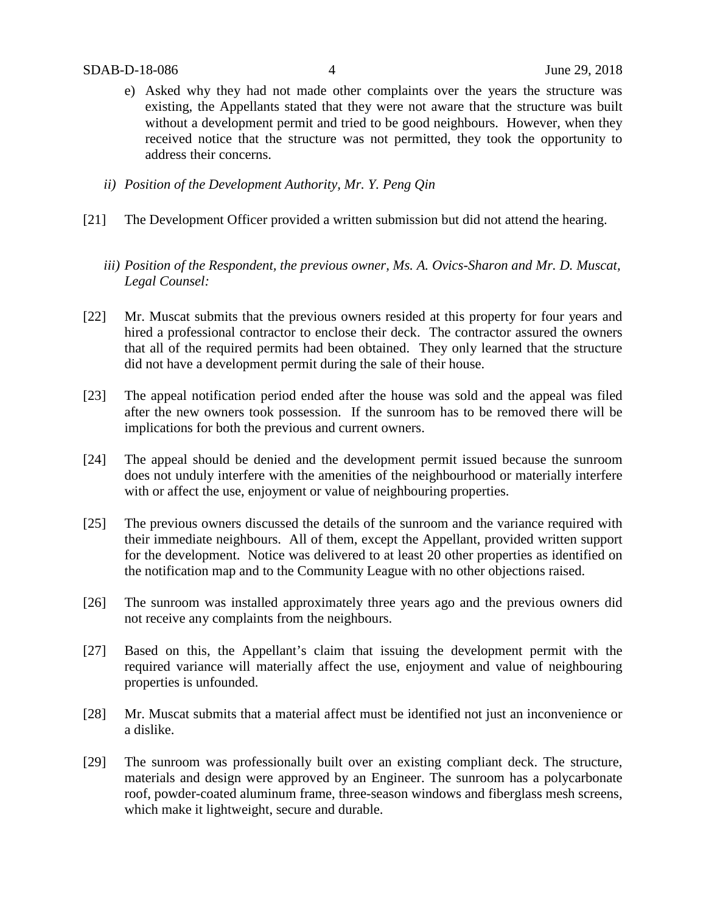e) Asked why they had not made other complaints over the years the structure was existing, the Appellants stated that they were not aware that the structure was built without a development permit and tried to be good neighbours. However, when they received notice that the structure was not permitted, they took the opportunity to address their concerns.

*ii) Position of the Development Authority, Mr. Y. Peng Qin*

[21] The Development Officer provided a written submission but did not attend the hearing.

*iii) Position of the Respondent, the previous owner, Ms. A. Ovics-Sharon and Mr. D. Muscat, Legal Counsel:*

[22] Mr. Muscat submits that the previous owners resided at this property for four years and hired a professional contractor to enclose their deck. The contractor assured the owners that all of the required permits had been obtained. They only learned that the structure did not have a development permit during the sale of their house.

[23] The appeal notification period ended after the house was sold and the appeal was filed after the new owners took possession. If the sunroom has to be removed there will be implications for both the previous and current owners.

[24] The appeal should be denied and the development permit issued because the sunroom does not unduly interfere with the amenities of the neighbourhood or materially interfere with or affect the use, enjoyment or value of neighbouring properties.

[25] The previous owners discussed the details of the sunroom and the variance required with their immediate neighbours. All of them, except the Appellant, provided written support for the development. Notice was delivered to at least 20 other properties as identified on the notification map and to the Community League with no other objections raised.

[26] The sunroom was installed approximately three years ago and the previous owners did not receive any complaints from the neighbours.

[27] Based on this, the Appellant's claim that issuing the development permit with the required variance will materially affect the use, enjoyment and value of neighbouring properties is unfounded.

[28] Mr. Muscat submits that a material affect must be identified not just an inconvenience or a dislike.

[29] The sunroom was professionally built over an existing compliant deck. The structure, materials and design were approved by an Engineer. The sunroom has a polycarbonate roof, powder-coated aluminum frame, three-season windows and fiberglass mesh screens, which make it lightweight, secure and durable.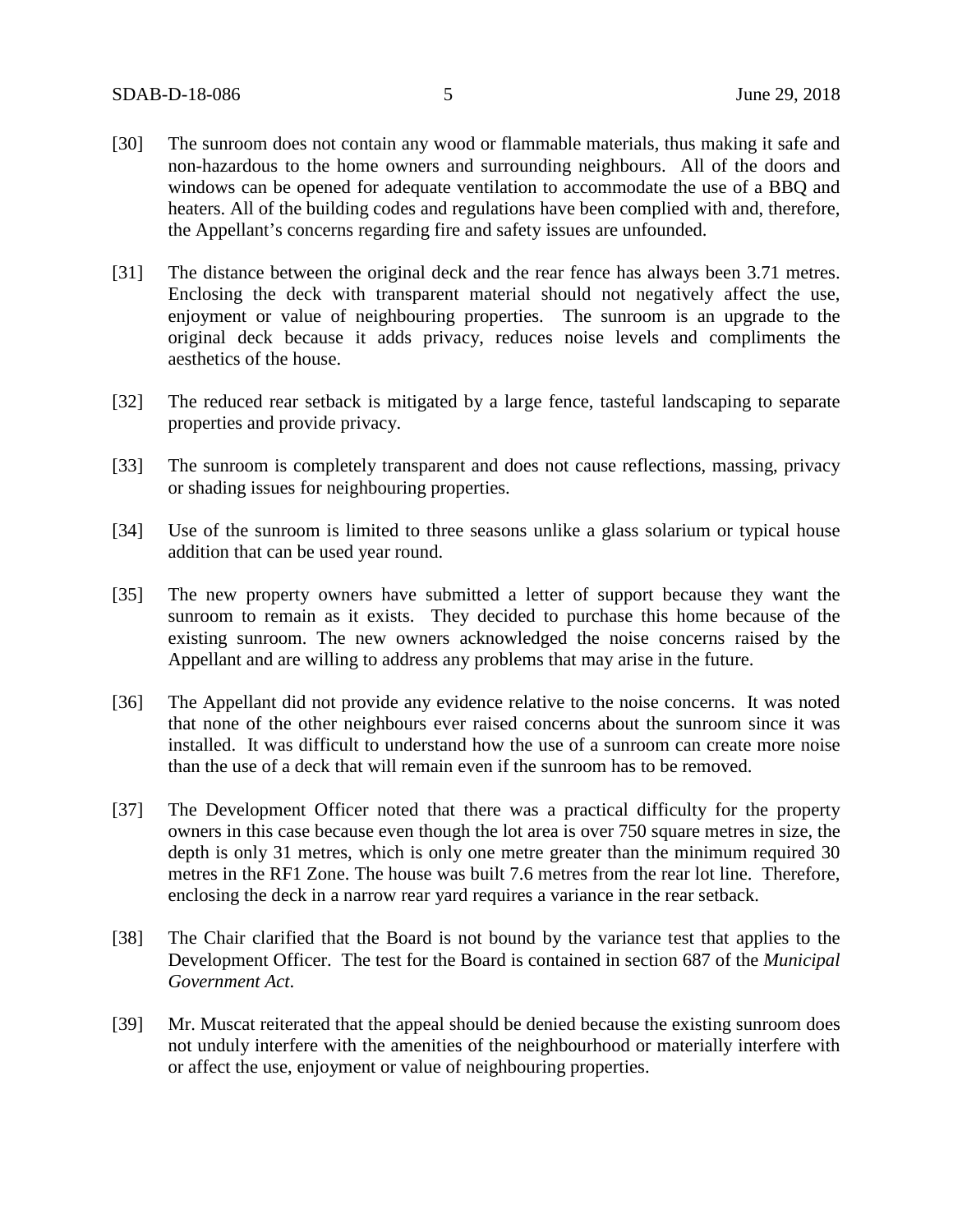[30] The sunroom does not contain any wood or flammable materials, thus making it safe and non-hazardous to the home owners and surrounding neighbours. All of the doors and windows can be opened for adequate ventilation to accommodate the use of a BBQ and heaters. All of the building codes and regulations have been complied with and, therefore, the Appellant's concerns regarding fire and safety issues are unfounded.

[31] The distance between the original deck and the rear fence has always been 3.71 metres. Enclosing the deck with transparent material should not negatively affect the use, enjoyment or value of neighbouring properties. The sunroom is an upgrade to the original deck because it adds privacy, reduces noise levels and compliments the aesthetics of the house.

[32] The reduced rear setback is mitigated by a large fence, tasteful landscaping to separate properties and provide privacy.

[33] The sunroom is completely transparent and does not cause reflections, massing, privacy or shading issues for neighbouring properties.

[34] Use of the sunroom is limited to three seasons unlike a glass solarium or typical house addition that can be used year round.

[35] The new property owners have submitted a letter of support because they want the sunroom to remain as it exists. They decided to purchase this home because of the existing sunroom. The new owners acknowledged the noise concerns raised by the Appellant and are willing to address any problems that may arise in the future.

[36] The Appellant did not provide any evidence relative to the noise concerns. It was noted that none of the other neighbours ever raised concerns about the sunroom since it was installed. It was difficult to understand how the use of a sunroom can create more noise than the use of a deck that will remain even if the sunroom has to be removed.

[37] The Development Officer noted that there was a practical difficulty for the property owners in this case because even though the lot area is over 750 square metres in size, the depth is only 31 metres, which is only one metre greater than the minimum required 30 metres in the RF1 Zone. The house was built 7.6 metres from the rear lot line. Therefore, enclosing the deck in a narrow rear yard requires a variance in the rear setback.

[38] The Chair clarified that the Board is not bound by the variance test that applies to the Development Officer. The test for the Board is contained in section 687 of the *Municipal Government Act*.

[39] Mr. Muscat reiterated that the appeal should be denied because the existing sunroom does not unduly interfere with the amenities of the neighbourhood or materially interfere with or affect the use, enjoyment or value of neighbouring properties.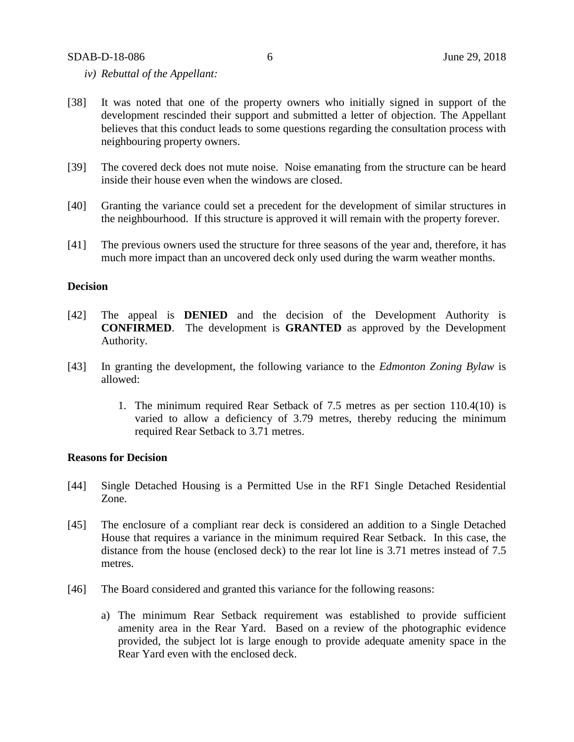*iv) Rebuttal of the Appellant:*

[38] It was noted that one of the property owners who initially signed in support of the development rescinded their support and submitted a letter of objection. The Appellant believes that this conduct leads to some questions regarding the consultation process with neighbouring property owners.

[39] The covered deck does not mute noise. Noise emanating from the structure can be heard inside their house even when the windows are closed.

[40] Granting the variance could set a precedent for the development of similar structures in the neighbourhood. If this structure is approved it will remain with the property forever.

[41] The previous owners used the structure for three seasons of the year and, therefore, it has much more impact than an uncovered deck only used during the warm weather months.

**Decision**

[42] The appeal is **DENIED** and the decision of the Development Authority is **CONFIRMED**. The development is **GRANTED** as approved by the Development Authority.

[43] In granting the development, the following variance to the *Edmonton Zoning Bylaw* is allowed:

1. The minimum required Rear Setback of 7.5 metres as per section 110.4(10) is varied to allow a deficiency of 3.79 metres, thereby reducing the minimum required Rear Setback to 3.71 metres.

**Reasons for Decision**

[44] Single Detached Housing is a Permitted Use in the RF1 Single Detached Residential Zone.

[45] The enclosure of a compliant rear deck is considered an addition to a Single Detached House that requires a variance in the minimum required Rear Setback. In this case, the distance from the house (enclosed deck) to the rear lot line is 3.71 metres instead of 7.5 metres.

[46] The Board considered and granted this variance for the following reasons:

a) The minimum Rear Setback requirement was established to provide sufficient amenity area in the Rear Yard. Based on a review of the photographic evidence provided, the subject lot is large enough to provide adequate amenity space in the Rear Yard even with the enclosed deck.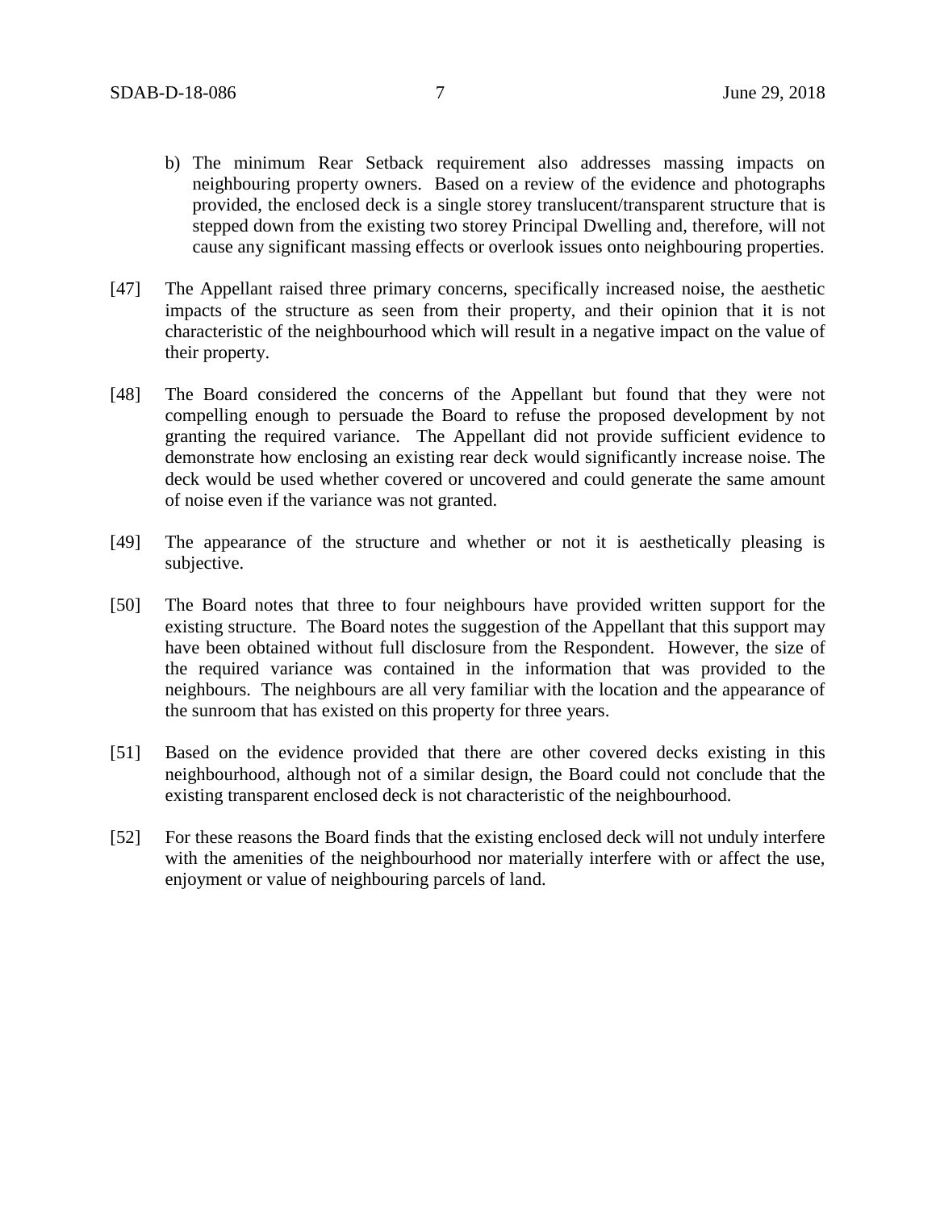b) The minimum Rear Setback requirement also addresses massing impacts on neighbouring property owners. Based on a review of the evidence and photographs provided, the enclosed deck is a single storey translucent/transparent structure that is stepped down from the existing two storey Principal Dwelling and, therefore, will not cause any significant massing effects or overlook issues onto neighbouring properties.

[47] The Appellant raised three primary concerns, specifically increased noise, the aesthetic impacts of the structure as seen from their property, and their opinion that it is not characteristic of the neighbourhood which will result in a negative impact on the value of their property.

[48] The Board considered the concerns of the Appellant but found that they were not compelling enough to persuade the Board to refuse the proposed development by not granting the required variance. The Appellant did not provide sufficient evidence to demonstrate how enclosing an existing rear deck would significantly increase noise. The deck would be used whether covered or uncovered and could generate the same amount of noise even if the variance was not granted.

[49] The appearance of the structure and whether or not it is aesthetically pleasing is subjective.

[50] The Board notes that three to four neighbours have provided written support for the existing structure. The Board notes the suggestion of the Appellant that this support may have been obtained without full disclosure from the Respondent. However, the size of the required variance was contained in the information that was provided to the neighbours. The neighbours are all very familiar with the location and the appearance of the sunroom that has existed on this property for three years.

[51] Based on the evidence provided that there are other covered decks existing in this neighbourhood, although not of a similar design, the Board could not conclude that the existing transparent enclosed deck is not characteristic of the neighbourhood.

[52] For these reasons the Board finds that the existing enclosed deck will not unduly interfere with the amenities of the neighbourhood nor materially interfere with or affect the use, enjoyment or value of neighbouring parcels of land.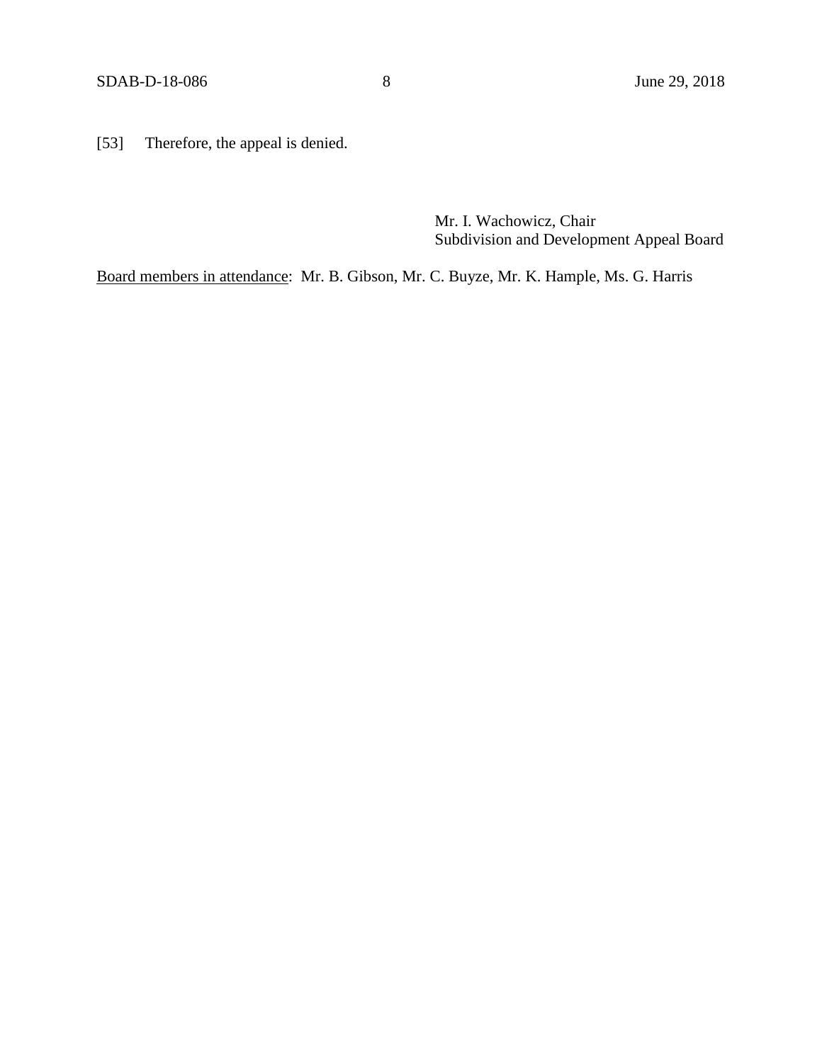[53] Therefore, the appeal is denied.

Mr. I. Wachowicz, Chair
Subdivision and Development Appeal Board

Board members in attendance: Mr. B. Gibson, Mr. C. Buyze, Mr. K. Hample, Ms. G. Harris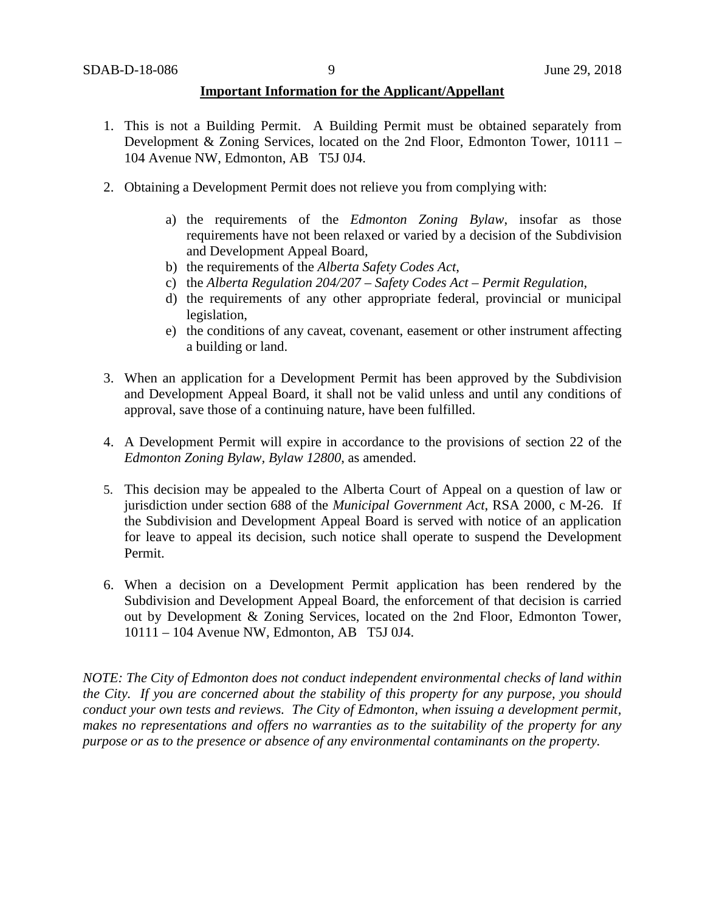**Important Information for the Applicant/Appellant**

1. This is not a Building Permit. A Building Permit must be obtained separately from Development & Zoning Services, located on the 2nd Floor, Edmonton Tower, 10111 – 104 Avenue NW, Edmonton, AB T5J 0J4.

2. Obtaining a Development Permit does not relieve you from complying with:

   a) the requirements of the *Edmonton Zoning Bylaw*, insofar as those requirements have not been relaxed or varied by a decision of the Subdivision and Development Appeal Board,
   b) the requirements of the *Alberta Safety Codes Act*,
   c) the *Alberta Regulation 204/207 – Safety Codes Act – Permit Regulation*,
   d) the requirements of any other appropriate federal, provincial or municipal legislation,
   e) the conditions of any caveat, covenant, easement or other instrument affecting a building or land.

3. When an application for a Development Permit has been approved by the Subdivision and Development Appeal Board, it shall not be valid unless and until any conditions of approval, save those of a continuing nature, have been fulfilled.

4. A Development Permit will expire in accordance to the provisions of section 22 of the *Edmonton Zoning Bylaw, Bylaw 12800*, as amended.

5. This decision may be appealed to the Alberta Court of Appeal on a question of law or jurisdiction under section 688 of the *Municipal Government Act*, RSA 2000, c M-26. If the Subdivision and Development Appeal Board is served with notice of an application for leave to appeal its decision, such notice shall operate to suspend the Development Permit.

6. When a decision on a Development Permit application has been rendered by the Subdivision and Development Appeal Board, the enforcement of that decision is carried out by Development & Zoning Services, located on the 2nd Floor, Edmonton Tower, 10111 – 104 Avenue NW, Edmonton, AB T5J 0J4.

*NOTE: The City of Edmonton does not conduct independent environmental checks of land within the City. If you are concerned about the stability of this property for any purpose, you should conduct your own tests and reviews. The City of Edmonton, when issuing a development permit, makes no representations and offers no warranties as to the suitability of the property for any purpose or as to the presence or absence of any environmental contaminants on the property.*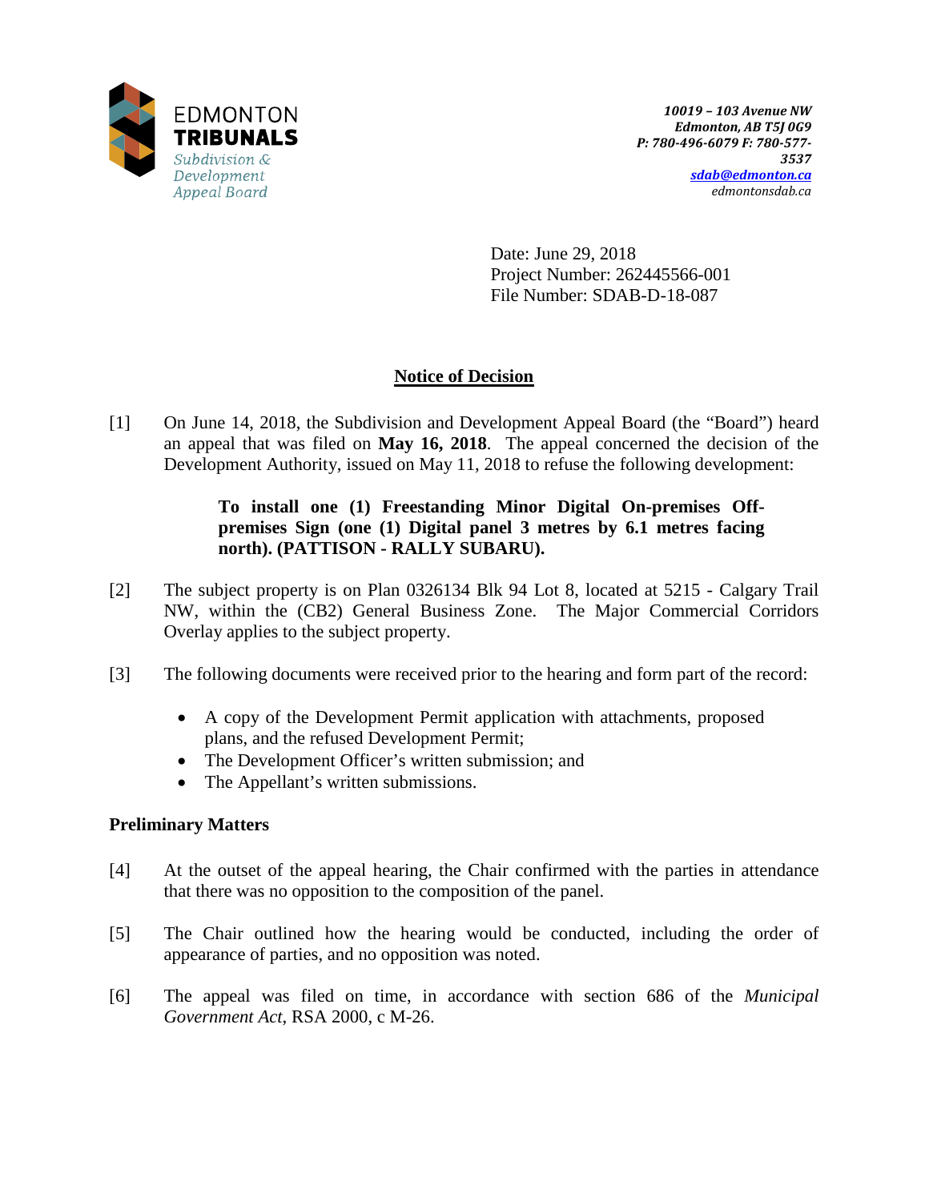EDMONTON
**TRIBUNALS**
*Subdivision & Development Appeal Board*

***10019 – 103 Avenue NW***
***Edmonton, AB T5J 0G9***
***P: 780-496-6079 F: 780-577-3537***
***sdab@edmonton.ca***
*edmontonsdab.ca*

Date: June 29, 2018
Project Number: 262445566-001
File Number: SDAB-D-18-087

## Notice of Decision

[1] On June 14, 2018, the Subdivision and Development Appeal Board (the "Board") heard an appeal that was filed on **May 16, 2018**. The appeal concerned the decision of the Development Authority, issued on May 11, 2018 to refuse the following development:

> **To install one (1) Freestanding Minor Digital On-premises Off-premises Sign (one (1) Digital panel 3 metres by 6.1 metres facing north). (PATTISON - RALLY SUBARU).**

[2] The subject property is on Plan 0326134 Blk 94 Lot 8, located at 5215 - Calgary Trail NW, within the (CB2) General Business Zone. The Major Commercial Corridors Overlay applies to the subject property.

[3] The following documents were received prior to the hearing and form part of the record:

- A copy of the Development Permit application with attachments, proposed plans, and the refused Development Permit;
- The Development Officer's written submission; and
- The Appellant's written submissions.

### Preliminary Matters

[4] At the outset of the appeal hearing, the Chair confirmed with the parties in attendance that there was no opposition to the composition of the panel.

[5] The Chair outlined how the hearing would be conducted, including the order of appearance of parties, and no opposition was noted.

[6] The appeal was filed on time, in accordance with section 686 of the *Municipal Government Act*, RSA 2000, c M-26.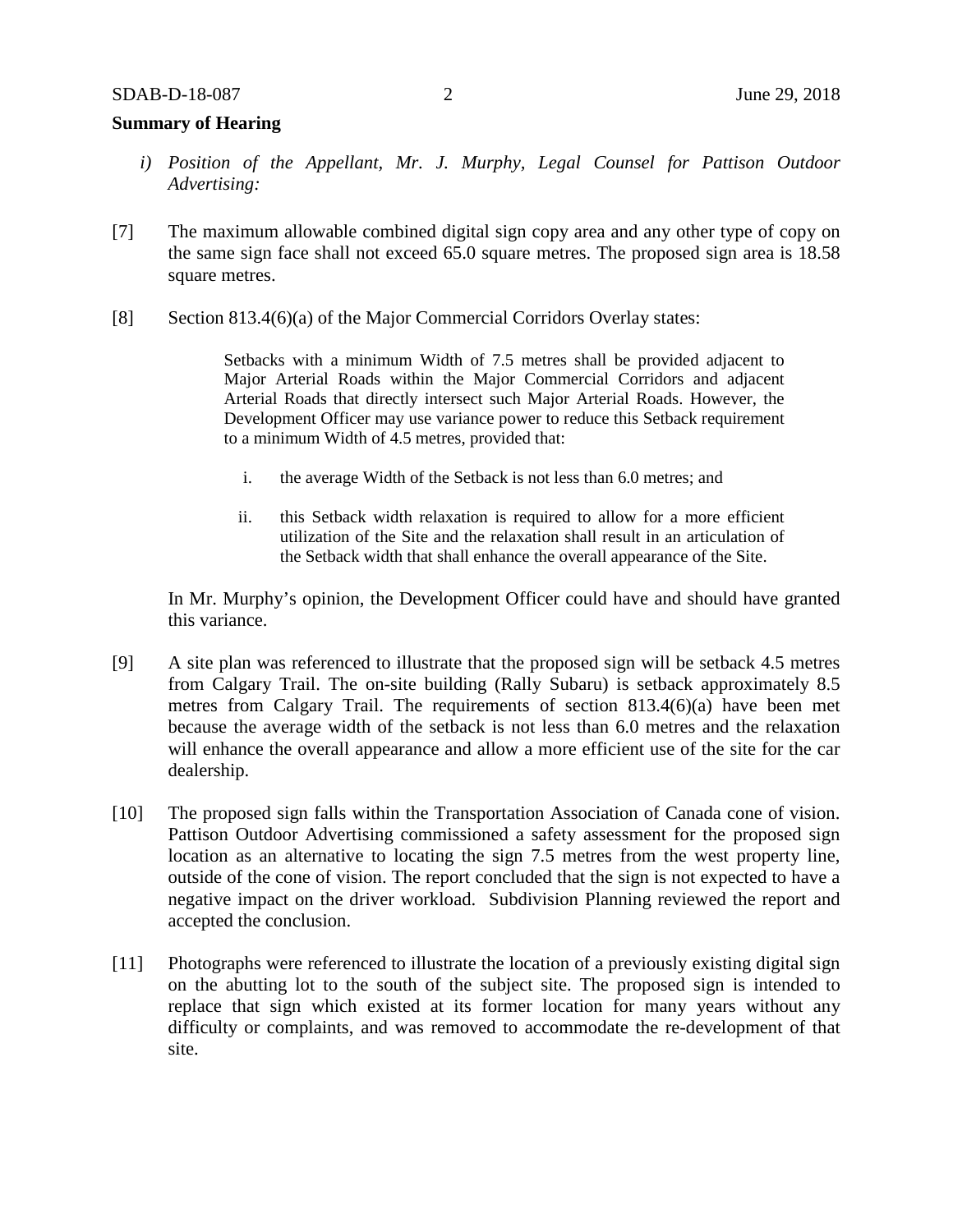**Summary of Hearing**

*i) Position of the Appellant, Mr. J. Murphy, Legal Counsel for Pattison Outdoor Advertising:*

[7] The maximum allowable combined digital sign copy area and any other type of copy on the same sign face shall not exceed 65.0 square metres. The proposed sign area is 18.58 square metres.

[8] Section 813.4(6)(a) of the Major Commercial Corridors Overlay states:

> Setbacks with a minimum Width of 7.5 metres shall be provided adjacent to Major Arterial Roads within the Major Commercial Corridors and adjacent Arterial Roads that directly intersect such Major Arterial Roads. However, the Development Officer may use variance power to reduce this Setback requirement to a minimum Width of 4.5 metres, provided that:
>
> i. the average Width of the Setback is not less than 6.0 metres; and
>
> ii. this Setback width relaxation is required to allow for a more efficient utilization of the Site and the relaxation shall result in an articulation of the Setback width that shall enhance the overall appearance of the Site.

In Mr. Murphy's opinion, the Development Officer could have and should have granted this variance.

[9] A site plan was referenced to illustrate that the proposed sign will be setback 4.5 metres from Calgary Trail. The on-site building (Rally Subaru) is setback approximately 8.5 metres from Calgary Trail. The requirements of section 813.4(6)(a) have been met because the average width of the setback is not less than 6.0 metres and the relaxation will enhance the overall appearance and allow a more efficient use of the site for the car dealership.

[10] The proposed sign falls within the Transportation Association of Canada cone of vision. Pattison Outdoor Advertising commissioned a safety assessment for the proposed sign location as an alternative to locating the sign 7.5 metres from the west property line, outside of the cone of vision. The report concluded that the sign is not expected to have a negative impact on the driver workload. Subdivision Planning reviewed the report and accepted the conclusion.

[11] Photographs were referenced to illustrate the location of a previously existing digital sign on the abutting lot to the south of the subject site. The proposed sign is intended to replace that sign which existed at its former location for many years without any difficulty or complaints, and was removed to accommodate the re-development of that site.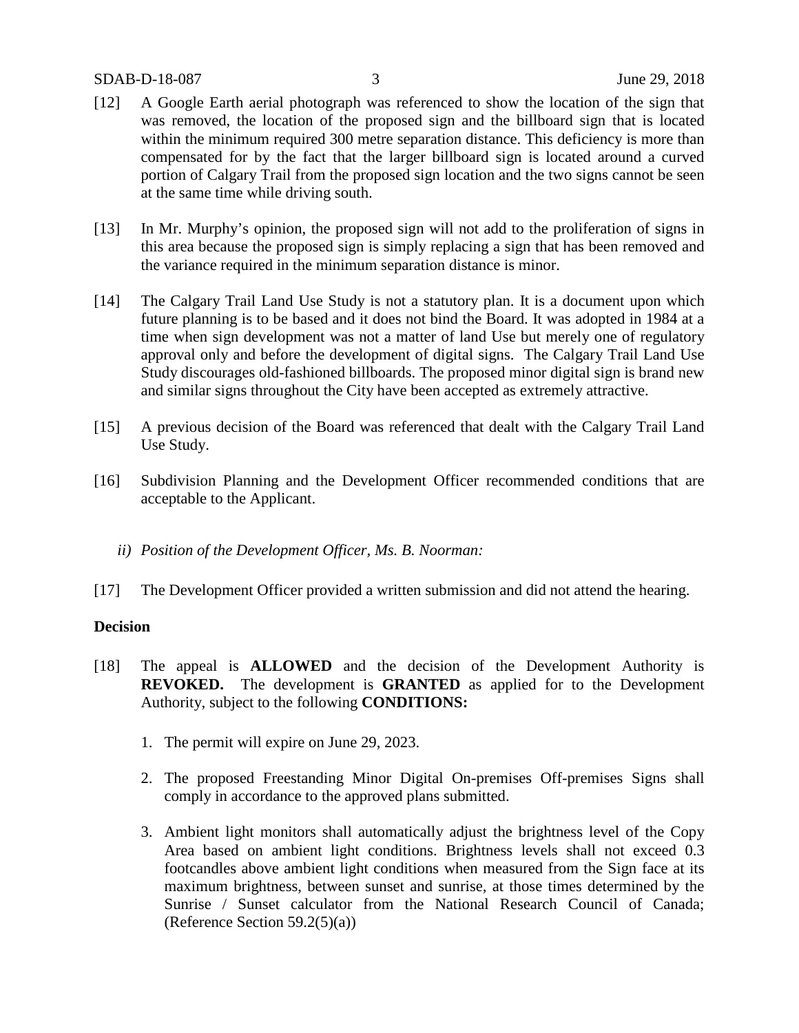[12] A Google Earth aerial photograph was referenced to show the location of the sign that was removed, the location of the proposed sign and the billboard sign that is located within the minimum required 300 metre separation distance. This deficiency is more than compensated for by the fact that the larger billboard sign is located around a curved portion of Calgary Trail from the proposed sign location and the two signs cannot be seen at the same time while driving south.

[13] In Mr. Murphy's opinion, the proposed sign will not add to the proliferation of signs in this area because the proposed sign is simply replacing a sign that has been removed and the variance required in the minimum separation distance is minor.

[14] The Calgary Trail Land Use Study is not a statutory plan. It is a document upon which future planning is to be based and it does not bind the Board. It was adopted in 1984 at a time when sign development was not a matter of land Use but merely one of regulatory approval only and before the development of digital signs. The Calgary Trail Land Use Study discourages old-fashioned billboards. The proposed minor digital sign is brand new and similar signs throughout the City have been accepted as extremely attractive.

[15] A previous decision of the Board was referenced that dealt with the Calgary Trail Land Use Study.

[16] Subdivision Planning and the Development Officer recommended conditions that are acceptable to the Applicant.

*ii) Position of the Development Officer, Ms. B. Noorman:*

[17] The Development Officer provided a written submission and did not attend the hearing.

**Decision**

[18] The appeal is **ALLOWED** and the decision of the Development Authority is **REVOKED.** The development is **GRANTED** as applied for to the Development Authority, subject to the following **CONDITIONS:**

1. The permit will expire on June 29, 2023.
2. The proposed Freestanding Minor Digital On-premises Off-premises Signs shall comply in accordance to the approved plans submitted.
3. Ambient light monitors shall automatically adjust the brightness level of the Copy Area based on ambient light conditions. Brightness levels shall not exceed 0.3 footcandles above ambient light conditions when measured from the Sign face at its maximum brightness, between sunset and sunrise, at those times determined by the Sunrise / Sunset calculator from the National Research Council of Canada; (Reference Section 59.2(5)(a))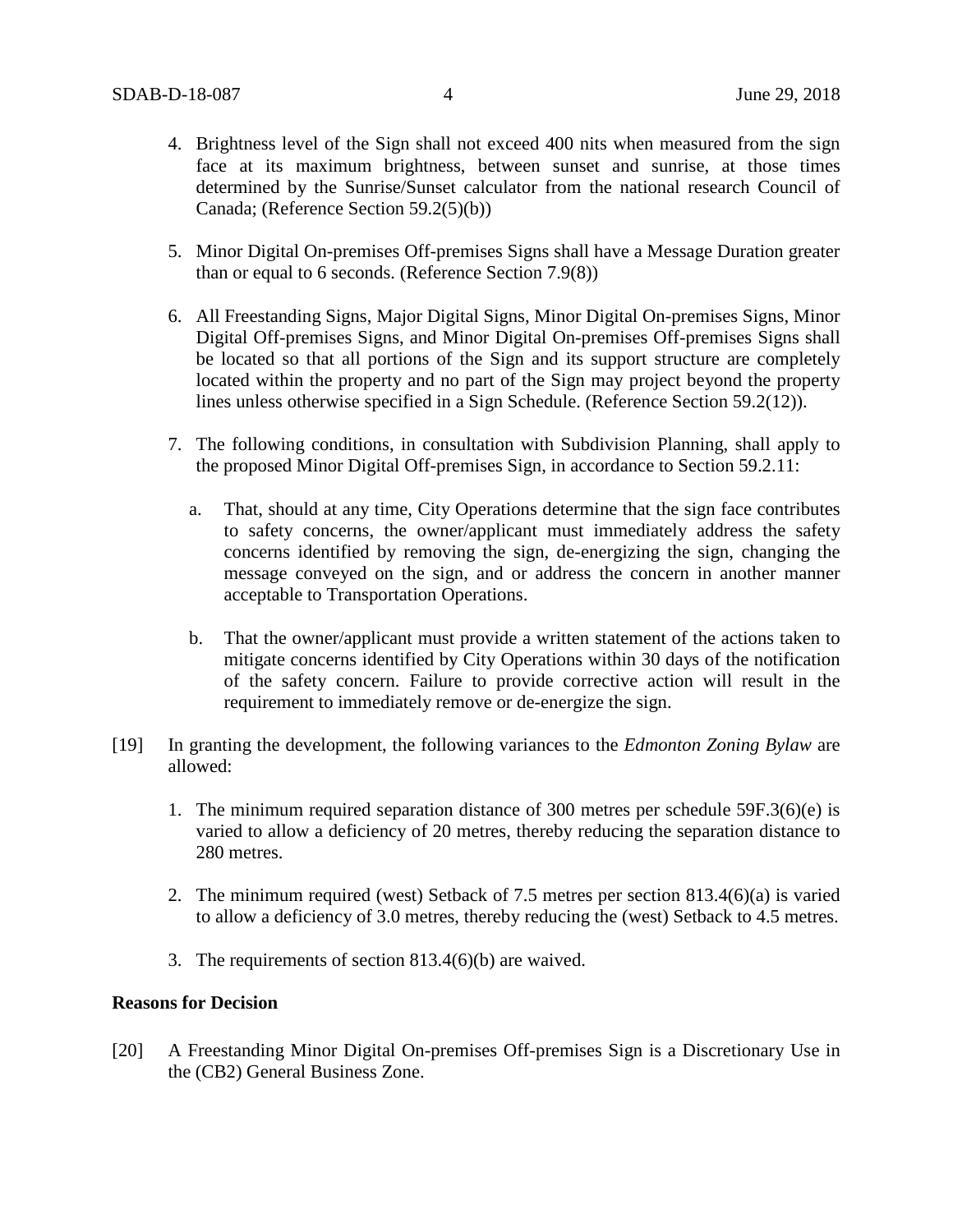4. Brightness level of the Sign shall not exceed 400 nits when measured from the sign face at its maximum brightness, between sunset and sunrise, at those times determined by the Sunrise/Sunset calculator from the national research Council of Canada; (Reference Section 59.2(5)(b))

5. Minor Digital On-premises Off-premises Signs shall have a Message Duration greater than or equal to 6 seconds. (Reference Section 7.9(8))

6. All Freestanding Signs, Major Digital Signs, Minor Digital On-premises Signs, Minor Digital Off-premises Signs, and Minor Digital On-premises Off-premises Signs shall be located so that all portions of the Sign and its support structure are completely located within the property and no part of the Sign may project beyond the property lines unless otherwise specified in a Sign Schedule. (Reference Section 59.2(12)).

7. The following conditions, in consultation with Subdivision Planning, shall apply to the proposed Minor Digital Off-premises Sign, in accordance to Section 59.2.11:

   a. That, should at any time, City Operations determine that the sign face contributes to safety concerns, the owner/applicant must immediately address the safety concerns identified by removing the sign, de-energizing the sign, changing the message conveyed on the sign, and or address the concern in another manner acceptable to Transportation Operations.

   b. That the owner/applicant must provide a written statement of the actions taken to mitigate concerns identified by City Operations within 30 days of the notification of the safety concern. Failure to provide corrective action will result in the requirement to immediately remove or de-energize the sign.

[19] In granting the development, the following variances to the *Edmonton Zoning Bylaw* are allowed:

1. The minimum required separation distance of 300 metres per schedule 59F.3(6)(e) is varied to allow a deficiency of 20 metres, thereby reducing the separation distance to 280 metres.

2. The minimum required (west) Setback of 7.5 metres per section 813.4(6)(a) is varied to allow a deficiency of 3.0 metres, thereby reducing the (west) Setback to 4.5 metres.

3. The requirements of section 813.4(6)(b) are waived.

**Reasons for Decision**

[20] A Freestanding Minor Digital On-premises Off-premises Sign is a Discretionary Use in the (CB2) General Business Zone.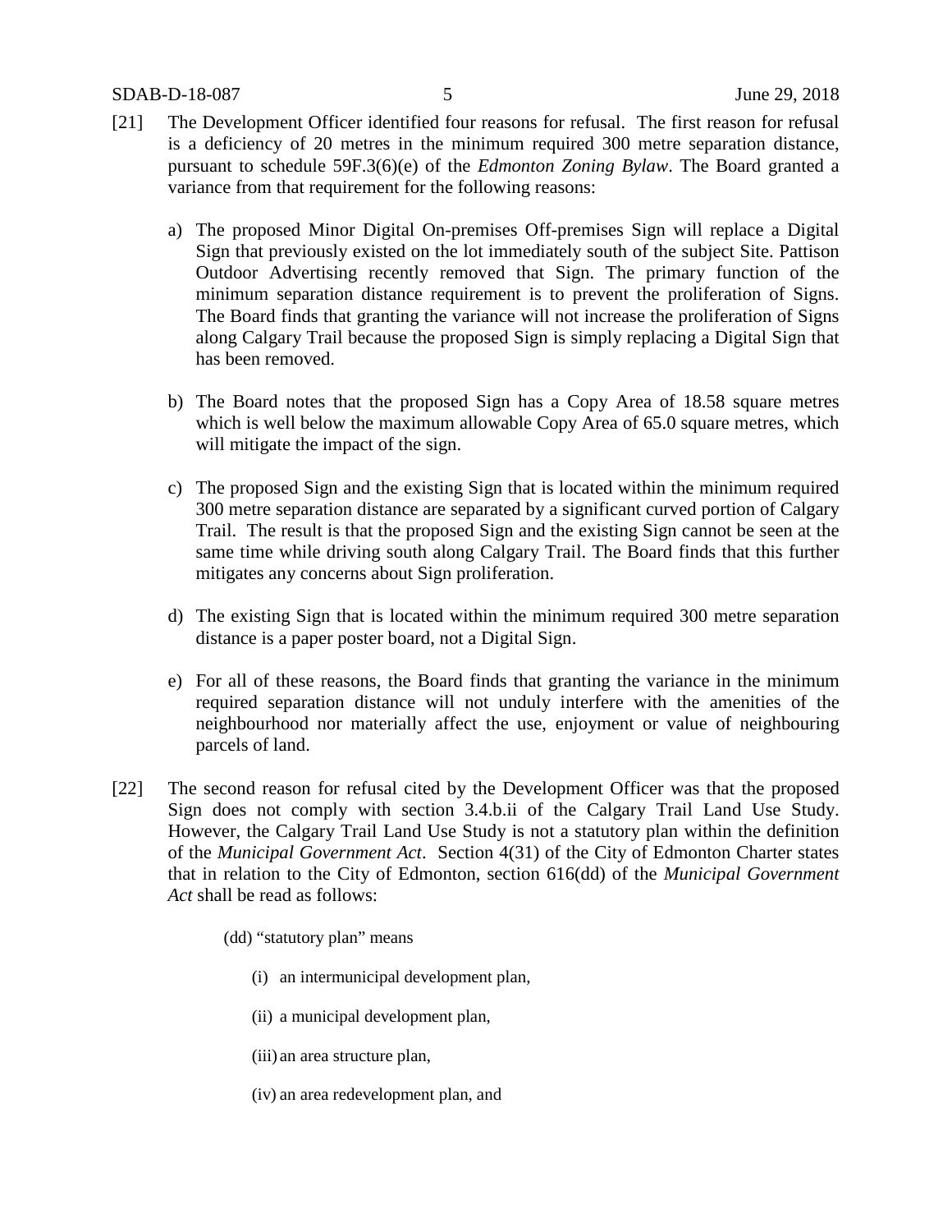[21] The Development Officer identified four reasons for refusal. The first reason for refusal is a deficiency of 20 metres in the minimum required 300 metre separation distance, pursuant to schedule 59F.3(6)(e) of the *Edmonton Zoning Bylaw*. The Board granted a variance from that requirement for the following reasons:

a) The proposed Minor Digital On-premises Off-premises Sign will replace a Digital Sign that previously existed on the lot immediately south of the subject Site. Pattison Outdoor Advertising recently removed that Sign. The primary function of the minimum separation distance requirement is to prevent the proliferation of Signs. The Board finds that granting the variance will not increase the proliferation of Signs along Calgary Trail because the proposed Sign is simply replacing a Digital Sign that has been removed.

b) The Board notes that the proposed Sign has a Copy Area of 18.58 square metres which is well below the maximum allowable Copy Area of 65.0 square metres, which will mitigate the impact of the sign.

c) The proposed Sign and the existing Sign that is located within the minimum required 300 metre separation distance are separated by a significant curved portion of Calgary Trail. The result is that the proposed Sign and the existing Sign cannot be seen at the same time while driving south along Calgary Trail. The Board finds that this further mitigates any concerns about Sign proliferation.

d) The existing Sign that is located within the minimum required 300 metre separation distance is a paper poster board, not a Digital Sign.

e) For all of these reasons, the Board finds that granting the variance in the minimum required separation distance will not unduly interfere with the amenities of the neighbourhood nor materially affect the use, enjoyment or value of neighbouring parcels of land.

[22] The second reason for refusal cited by the Development Officer was that the proposed Sign does not comply with section 3.4.b.ii of the Calgary Trail Land Use Study. However, the Calgary Trail Land Use Study is not a statutory plan within the definition of the *Municipal Government Act*. Section 4(31) of the City of Edmonton Charter states that in relation to the City of Edmonton, section 616(dd) of the *Municipal Government Act* shall be read as follows:

> (dd) "statutory plan" means
>
> (i) an intermunicipal development plan,
>
> (ii) a municipal development plan,
>
> (iii) an area structure plan,
>
> (iv) an area redevelopment plan, and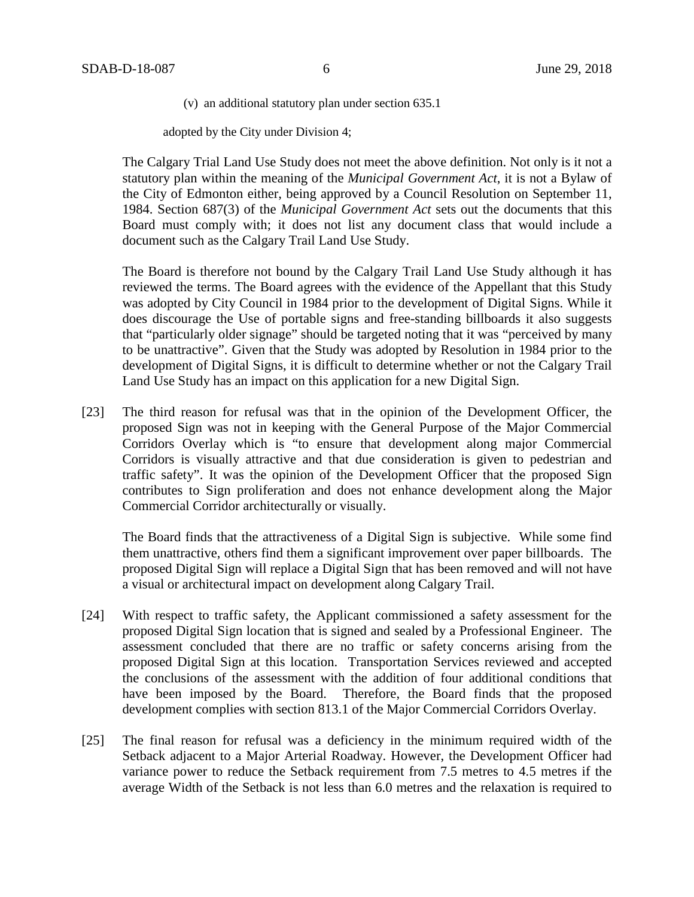(v) an additional statutory plan under section 635.1

adopted by the City under Division 4;

The Calgary Trial Land Use Study does not meet the above definition. Not only is it not a statutory plan within the meaning of the *Municipal Government Act*, it is not a Bylaw of the City of Edmonton either, being approved by a Council Resolution on September 11, 1984. Section 687(3) of the *Municipal Government Act* sets out the documents that this Board must comply with; it does not list any document class that would include a document such as the Calgary Trail Land Use Study.

The Board is therefore not bound by the Calgary Trail Land Use Study although it has reviewed the terms. The Board agrees with the evidence of the Appellant that this Study was adopted by City Council in 1984 prior to the development of Digital Signs. While it does discourage the Use of portable signs and free-standing billboards it also suggests that "particularly older signage" should be targeted noting that it was "perceived by many to be unattractive". Given that the Study was adopted by Resolution in 1984 prior to the development of Digital Signs, it is difficult to determine whether or not the Calgary Trail Land Use Study has an impact on this application for a new Digital Sign.

[23] The third reason for refusal was that in the opinion of the Development Officer, the proposed Sign was not in keeping with the General Purpose of the Major Commercial Corridors Overlay which is "to ensure that development along major Commercial Corridors is visually attractive and that due consideration is given to pedestrian and traffic safety". It was the opinion of the Development Officer that the proposed Sign contributes to Sign proliferation and does not enhance development along the Major Commercial Corridor architecturally or visually.

The Board finds that the attractiveness of a Digital Sign is subjective. While some find them unattractive, others find them a significant improvement over paper billboards. The proposed Digital Sign will replace a Digital Sign that has been removed and will not have a visual or architectural impact on development along Calgary Trail.

[24] With respect to traffic safety, the Applicant commissioned a safety assessment for the proposed Digital Sign location that is signed and sealed by a Professional Engineer. The assessment concluded that there are no traffic or safety concerns arising from the proposed Digital Sign at this location. Transportation Services reviewed and accepted the conclusions of the assessment with the addition of four additional conditions that have been imposed by the Board. Therefore, the Board finds that the proposed development complies with section 813.1 of the Major Commercial Corridors Overlay.

[25] The final reason for refusal was a deficiency in the minimum required width of the Setback adjacent to a Major Arterial Roadway. However, the Development Officer had variance power to reduce the Setback requirement from 7.5 metres to 4.5 metres if the average Width of the Setback is not less than 6.0 metres and the relaxation is required to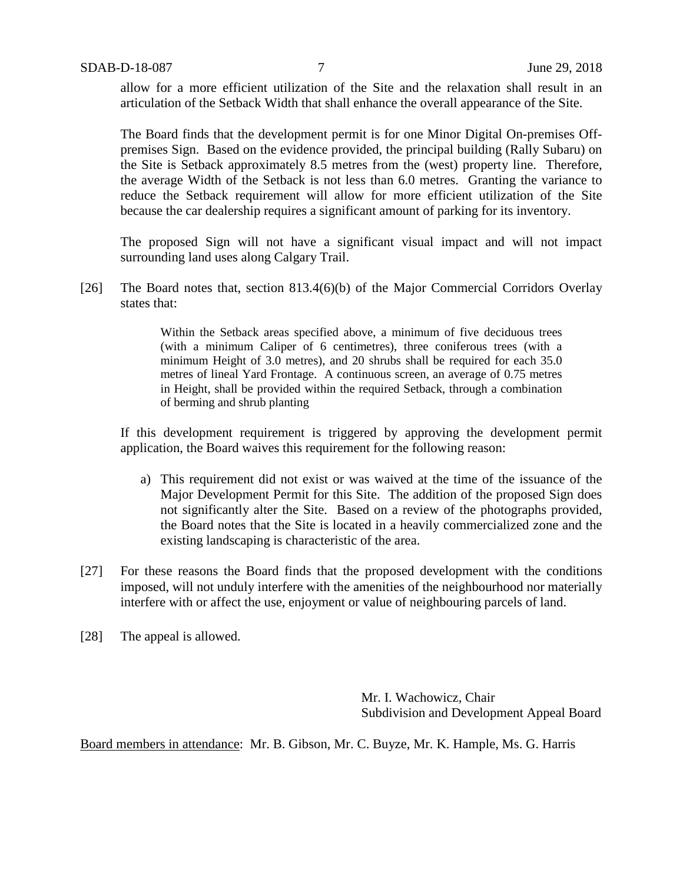allow for a more efficient utilization of the Site and the relaxation shall result in an articulation of the Setback Width that shall enhance the overall appearance of the Site.

The Board finds that the development permit is for one Minor Digital On-premises Off-premises Sign. Based on the evidence provided, the principal building (Rally Subaru) on the Site is Setback approximately 8.5 metres from the (west) property line. Therefore, the average Width of the Setback is not less than 6.0 metres. Granting the variance to reduce the Setback requirement will allow for more efficient utilization of the Site because the car dealership requires a significant amount of parking for its inventory.

The proposed Sign will not have a significant visual impact and will not impact surrounding land uses along Calgary Trail.

[26] The Board notes that, section 813.4(6)(b) of the Major Commercial Corridors Overlay states that:

> Within the Setback areas specified above, a minimum of five deciduous trees (with a minimum Caliper of 6 centimetres), three coniferous trees (with a minimum Height of 3.0 metres), and 20 shrubs shall be required for each 35.0 metres of lineal Yard Frontage. A continuous screen, an average of 0.75 metres in Height, shall be provided within the required Setback, through a combination of berming and shrub planting

If this development requirement is triggered by approving the development permit application, the Board waives this requirement for the following reason:

a) This requirement did not exist or was waived at the time of the issuance of the Major Development Permit for this Site. The addition of the proposed Sign does not significantly alter the Site. Based on a review of the photographs provided, the Board notes that the Site is located in a heavily commercialized zone and the existing landscaping is characteristic of the area.

[27] For these reasons the Board finds that the proposed development with the conditions imposed, will not unduly interfere with the amenities of the neighbourhood nor materially interfere with or affect the use, enjoyment or value of neighbouring parcels of land.

[28] The appeal is allowed.

Mr. I. Wachowicz, Chair
Subdivision and Development Appeal Board

Board members in attendance: Mr. B. Gibson, Mr. C. Buyze, Mr. K. Hample, Ms. G. Harris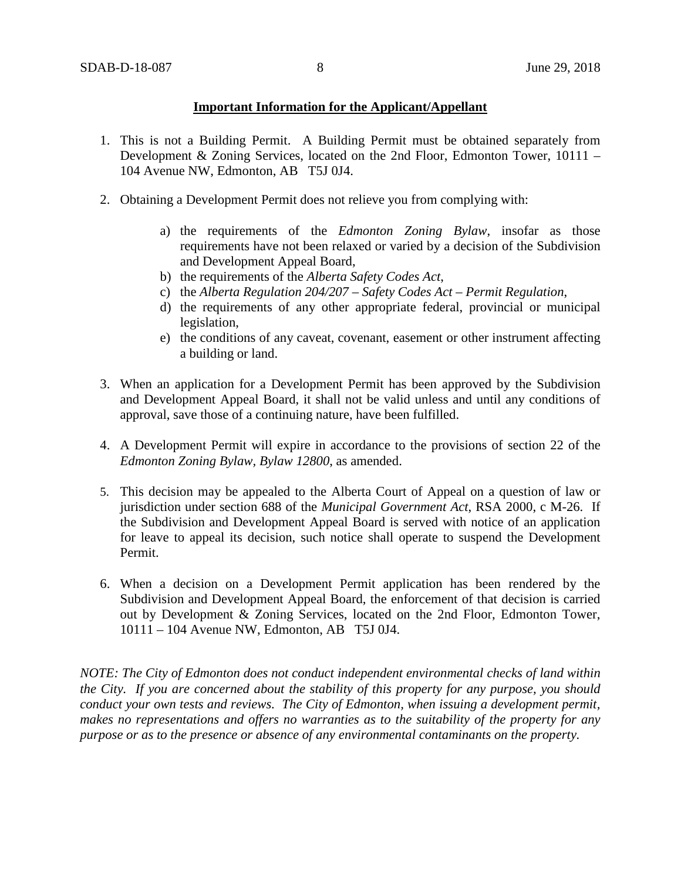**Important Information for the Applicant/Appellant**

1. This is not a Building Permit. A Building Permit must be obtained separately from Development & Zoning Services, located on the 2nd Floor, Edmonton Tower, 10111 – 104 Avenue NW, Edmonton, AB T5J 0J4.

2. Obtaining a Development Permit does not relieve you from complying with:

    a) the requirements of the *Edmonton Zoning Bylaw*, insofar as those requirements have not been relaxed or varied by a decision of the Subdivision and Development Appeal Board,
    b) the requirements of the *Alberta Safety Codes Act*,
    c) the *Alberta Regulation 204/207 – Safety Codes Act – Permit Regulation*,
    d) the requirements of any other appropriate federal, provincial or municipal legislation,
    e) the conditions of any caveat, covenant, easement or other instrument affecting a building or land.

3. When an application for a Development Permit has been approved by the Subdivision and Development Appeal Board, it shall not be valid unless and until any conditions of approval, save those of a continuing nature, have been fulfilled.

4. A Development Permit will expire in accordance to the provisions of section 22 of the *Edmonton Zoning Bylaw, Bylaw 12800*, as amended.

5. This decision may be appealed to the Alberta Court of Appeal on a question of law or jurisdiction under section 688 of the *Municipal Government Act*, RSA 2000, c M-26. If the Subdivision and Development Appeal Board is served with notice of an application for leave to appeal its decision, such notice shall operate to suspend the Development Permit.

6. When a decision on a Development Permit application has been rendered by the Subdivision and Development Appeal Board, the enforcement of that decision is carried out by Development & Zoning Services, located on the 2nd Floor, Edmonton Tower, 10111 – 104 Avenue NW, Edmonton, AB T5J 0J4.

*NOTE: The City of Edmonton does not conduct independent environmental checks of land within the City. If you are concerned about the stability of this property for any purpose, you should conduct your own tests and reviews. The City of Edmonton, when issuing a development permit, makes no representations and offers no warranties as to the suitability of the property for any purpose or as to the presence or absence of any environmental contaminants on the property.*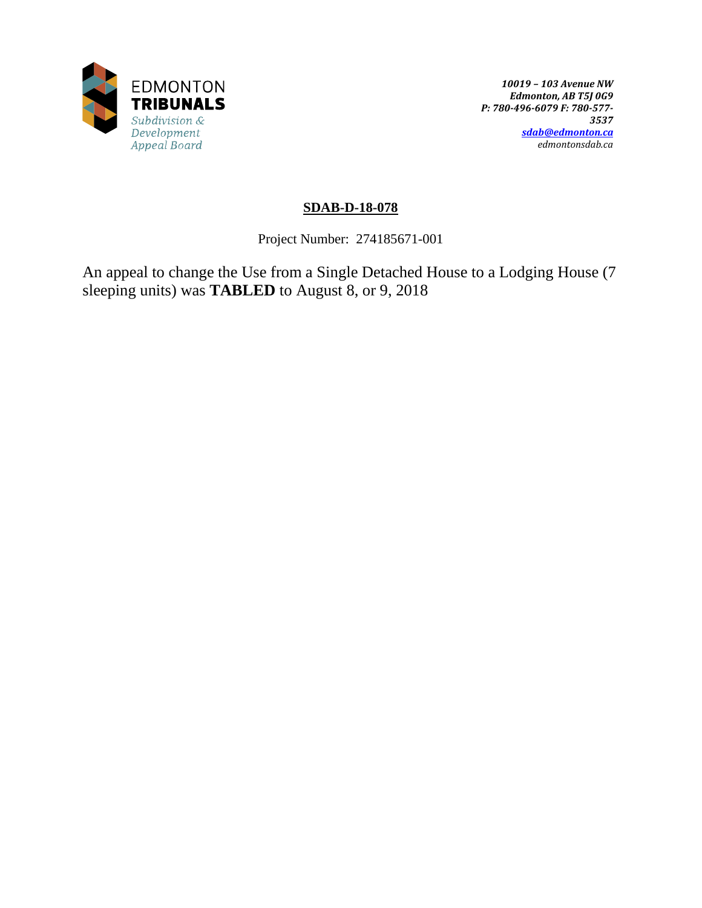EDMONTON
**TRIBUNALS**
*Subdivision & Development Appeal Board*

***10019 – 103 Avenue NW***
***Edmonton, AB T5J 0G9***
***P: 780-496-6079 F: 780-577-3537***
***sdab@edmonton.ca***
*edmontonsdab.ca*

**SDAB-D-18-078**

Project Number: 274185671-001

An appeal to change the Use from a Single Detached House to a Lodging House (7 sleeping units) was **TABLED** to August 8, or 9, 2018